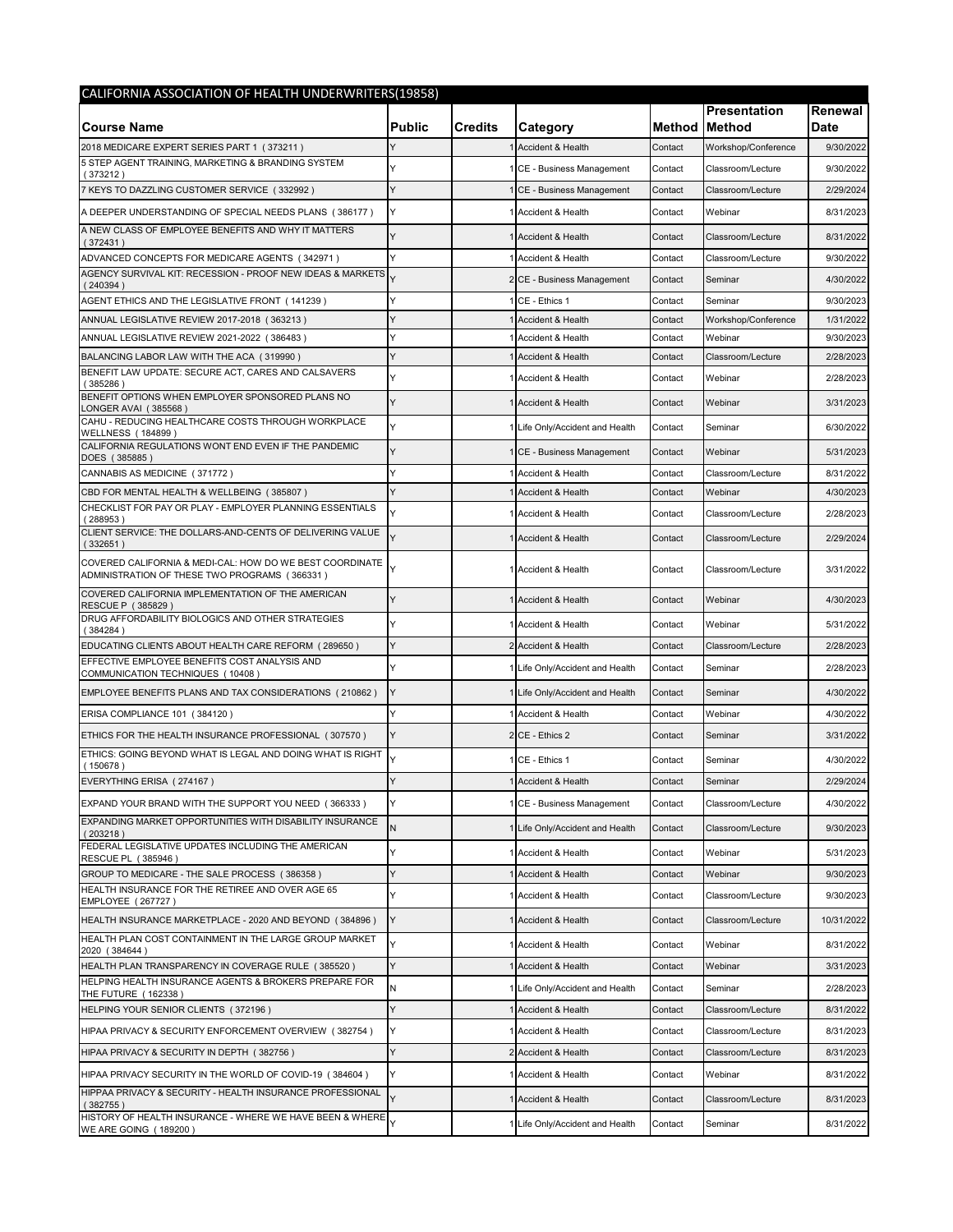## CALIFORNIA ASSOCIATION OF HEALTH UNDERWRITERS(19858)

| Course Name | Public | Credits | Category | Method | Presentation Method | Renewal Date |
|---|---|---|---|---|---|---|
| 2018 MEDICARE EXPERT SERIES PART 1 ( 373211 ) | Y | 1 | Accident & Health | Contact | Workshop/Conference | 9/30/2022 |
| 5 STEP AGENT TRAINING, MARKETING & BRANDING SYSTEM ( 373212 ) | Y | 1 | CE - Business Management | Contact | Classroom/Lecture | 9/30/2022 |
| 7 KEYS TO DAZZLING CUSTOMER SERVICE ( 332992 ) | Y | 1 | CE - Business Management | Contact | Classroom/Lecture | 2/29/2024 |
| A DEEPER UNDERSTANDING OF SPECIAL NEEDS PLANS ( 386177 ) | Y | 1 | Accident & Health | Contact | Webinar | 8/31/2023 |
| A NEW CLASS OF EMPLOYEE BENEFITS AND WHY IT MATTERS ( 372431 ) | Y | 1 | Accident & Health | Contact | Classroom/Lecture | 8/31/2022 |
| ADVANCED CONCEPTS FOR MEDICARE AGENTS ( 342971 ) | Y | 1 | Accident & Health | Contact | Classroom/Lecture | 9/30/2022 |
| AGENCY SURVIVAL KIT: RECESSION - PROOF NEW IDEAS & MARKETS ( 240394 ) | Y | 2 | CE - Business Management | Contact | Seminar | 4/30/2022 |
| AGENT ETHICS AND THE LEGISLATIVE FRONT ( 141239 ) | Y | 1 | CE - Ethics 1 | Contact | Seminar | 9/30/2023 |
| ANNUAL LEGISLATIVE REVIEW 2017-2018 ( 363213 ) | Y | 1 | Accident & Health | Contact | Workshop/Conference | 1/31/2022 |
| ANNUAL LEGISLATIVE REVIEW 2021-2022 ( 386483 ) | Y | 1 | Accident & Health | Contact | Webinar | 9/30/2023 |
| BALANCING LABOR LAW WITH THE ACA ( 319990 ) | Y | 1 | Accident & Health | Contact | Classroom/Lecture | 2/28/2023 |
| BENEFIT LAW UPDATE: SECURE ACT, CARES AND CALSAVERS ( 385286 ) | Y | 1 | Accident & Health | Contact | Webinar | 2/28/2023 |
| BENEFIT OPTIONS WHEN EMPLOYER SPONSORED PLANS NO LONGER AVAI ( 385568 ) | Y | 1 | Accident & Health | Contact | Webinar | 3/31/2023 |
| CAHU - REDUCING HEALTHCARE COSTS THROUGH WORKPLACE WELLNESS ( 184899 ) | Y | 1 | Life Only/Accident and Health | Contact | Seminar | 6/30/2022 |
| CALIFORNIA REGULATIONS WONT END EVEN IF THE PANDEMIC DOES ( 385885 ) | Y | 1 | CE - Business Management | Contact | Webinar | 5/31/2023 |
| CANNABIS AS MEDICINE ( 371772 ) | Y | 1 | Accident & Health | Contact | Classroom/Lecture | 8/31/2022 |
| CBD FOR MENTAL HEALTH & WELLBEING ( 385807 ) | Y | 1 | Accident & Health | Contact | Webinar | 4/30/2023 |
| CHECKLIST FOR PAY OR PLAY - EMPLOYER PLANNING ESSENTIALS ( 288953 ) | Y | 1 | Accident & Health | Contact | Classroom/Lecture | 2/28/2023 |
| CLIENT SERVICE: THE DOLLARS-AND-CENTS OF DELIVERING VALUE ( 332651 ) | Y | 1 | Accident & Health | Contact | Classroom/Lecture | 2/29/2024 |
| COVERED CALIFORNIA & MEDI-CAL: HOW DO WE BEST COORDINATE ADMINISTRATION OF THESE TWO PROGRAMS ( 366331 ) | Y | 1 | Accident & Health | Contact | Classroom/Lecture | 3/31/2022 |
| COVERED CALIFORNIA IMPLEMENTATION OF THE AMERICAN RESCUE P ( 385829 ) | Y | 1 | Accident & Health | Contact | Webinar | 4/30/2023 |
| DRUG AFFORDABILITY BIOLOGICS AND OTHER STRATEGIES ( 384284 ) | Y | 1 | Accident & Health | Contact | Webinar | 5/31/2022 |
| EDUCATING CLIENTS ABOUT HEALTH CARE REFORM ( 289650 ) | Y | 2 | Accident & Health | Contact | Classroom/Lecture | 2/28/2023 |
| EFFECTIVE EMPLOYEE BENEFITS COST ANALYSIS AND COMMUNICATION TECHNIQUES ( 10408 ) | Y | 1 | Life Only/Accident and Health | Contact | Seminar | 2/28/2023 |
| EMPLOYEE BENEFITS PLANS AND TAX CONSIDERATIONS ( 210862 ) | Y | 1 | Life Only/Accident and Health | Contact | Seminar | 4/30/2022 |
| ERISA COMPLIANCE 101 ( 384120 ) | Y | 1 | Accident & Health | Contact | Webinar | 4/30/2022 |
| ETHICS FOR THE HEALTH INSURANCE PROFESSIONAL ( 307570 ) | Y | 2 | CE - Ethics 2 | Contact | Seminar | 3/31/2022 |
| ETHICS: GOING BEYOND WHAT IS LEGAL AND DOING WHAT IS RIGHT ( 150678 ) | Y | 1 | CE - Ethics 1 | Contact | Seminar | 4/30/2022 |
| EVERYTHING ERISA ( 274167 ) | Y | 1 | Accident & Health | Contact | Seminar | 2/29/2024 |
| EXPAND YOUR BRAND WITH THE SUPPORT YOU NEED ( 366333 ) | Y | 1 | CE - Business Management | Contact | Classroom/Lecture | 4/30/2022 |
| EXPANDING MARKET OPPORTUNITIES WITH DISABILITY INSURANCE ( 203218 ) | N | 1 | Life Only/Accident and Health | Contact | Classroom/Lecture | 9/30/2023 |
| FEDERAL LEGISLATIVE UPDATES INCLUDING THE AMERICAN RESCUE PL ( 385946 ) | Y | 1 | Accident & Health | Contact | Webinar | 5/31/2023 |
| GROUP TO MEDICARE - THE SALE PROCESS ( 386358 ) | Y | 1 | Accident & Health | Contact | Webinar | 9/30/2023 |
| HEALTH INSURANCE FOR THE RETIREE AND OVER AGE 65 EMPLOYEE ( 267727 ) | Y | 1 | Accident & Health | Contact | Classroom/Lecture | 9/30/2023 |
| HEALTH INSURANCE MARKETPLACE - 2020 AND BEYOND ( 384896 ) | Y | 1 | Accident & Health | Contact | Classroom/Lecture | 10/31/2022 |
| HEALTH PLAN COST CONTAINMENT IN THE LARGE GROUP MARKET 2020 ( 384644 ) | Y | 1 | Accident & Health | Contact | Webinar | 8/31/2022 |
| HEALTH PLAN TRANSPARENCY IN COVERAGE RULE ( 385520 ) | Y | 1 | Accident & Health | Contact | Webinar | 3/31/2023 |
| HELPING HEALTH INSURANCE AGENTS & BROKERS PREPARE FOR THE FUTURE ( 162338 ) | N | 1 | Life Only/Accident and Health | Contact | Seminar | 2/28/2023 |
| HELPING YOUR SENIOR CLIENTS ( 372196 ) | Y | 1 | Accident & Health | Contact | Classroom/Lecture | 8/31/2022 |
| HIPAA PRIVACY & SECURITY ENFORCEMENT OVERVIEW ( 382754 ) | Y | 1 | Accident & Health | Contact | Classroom/Lecture | 8/31/2023 |
| HIPAA PRIVACY & SECURITY IN DEPTH ( 382756 ) | Y | 2 | Accident & Health | Contact | Classroom/Lecture | 8/31/2023 |
| HIPAA PRIVACY SECURITY IN THE WORLD OF COVID-19 ( 384604 ) | Y | 1 | Accident & Health | Contact | Webinar | 8/31/2022 |
| HIPPAA PRIVACY & SECURITY - HEALTH INSURANCE PROFESSIONAL ( 382755 ) | Y | 1 | Accident & Health | Contact | Classroom/Lecture | 8/31/2023 |
| HISTORY OF HEALTH INSURANCE - WHERE WE HAVE BEEN & WHERE WE ARE GOING ( 189200 ) | Y | 1 | Life Only/Accident and Health | Contact | Seminar | 8/31/2022 |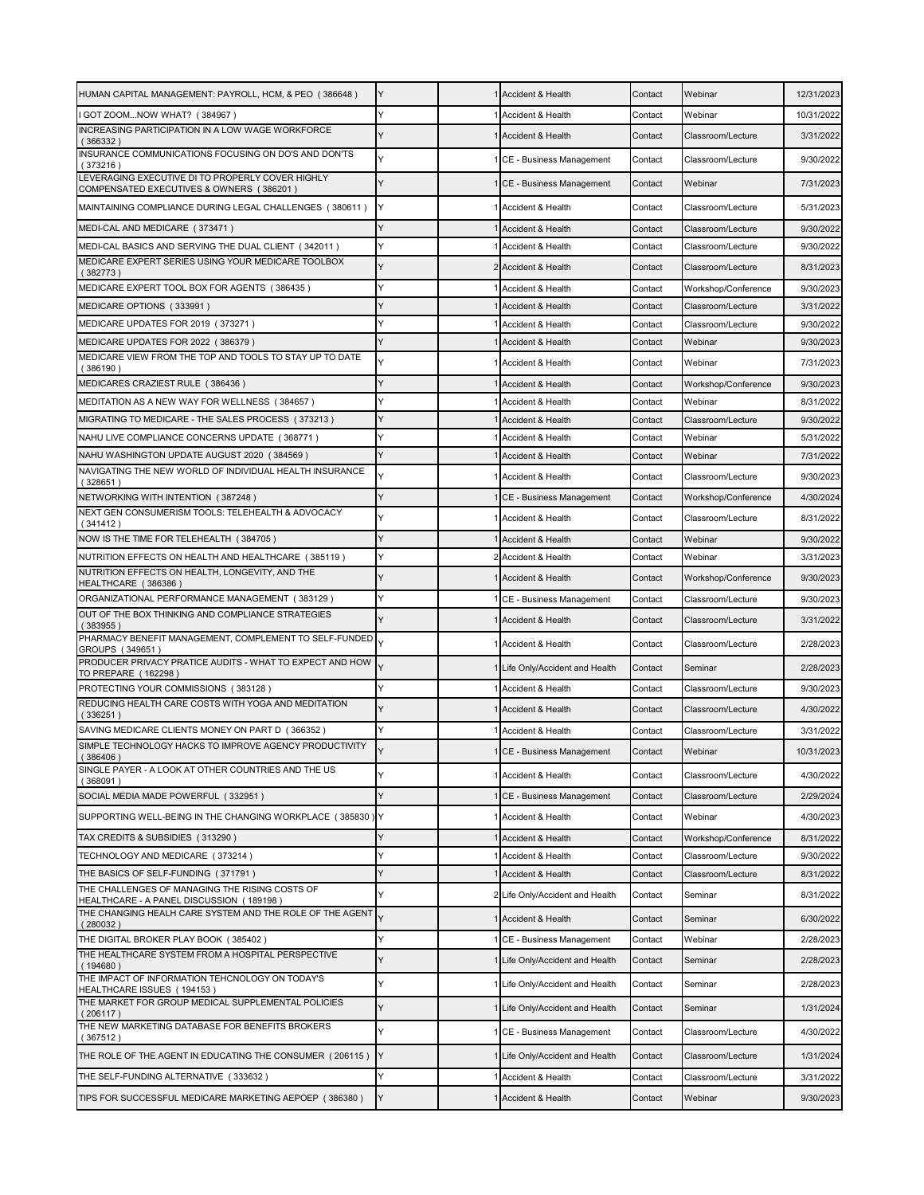| | | | | | | |
|---|---|---|---|---|---|---|
| HUMAN CAPITAL MANAGEMENT: PAYROLL, HCM, & PEO ( 386648 ) | Y | 1 | Accident & Health | Contact | Webinar | 12/31/2023 |
| I GOT ZOOM...NOW WHAT? ( 384967 ) | Y | 1 | Accident & Health | Contact | Webinar | 10/31/2022 |
| INCREASING PARTICIPATION IN A LOW WAGE WORKFORCE ( 366332 ) | Y | 1 | Accident & Health | Contact | Classroom/Lecture | 3/31/2022 |
| INSURANCE COMMUNICATIONS FOCUSING ON DO'S AND DON'TS ( 373216 ) | Y | 1 | CE - Business Management | Contact | Classroom/Lecture | 9/30/2022 |
| LEVERAGING EXECUTIVE DI TO PROPERLY COVER HIGHLY COMPENSATED EXECUTIVES & OWNERS ( 386201 ) | Y | 1 | CE - Business Management | Contact | Webinar | 7/31/2023 |
| MAINTAINING COMPLIANCE DURING LEGAL CHALLENGES ( 380611 ) | Y | 1 | Accident & Health | Contact | Classroom/Lecture | 5/31/2023 |
| MEDI-CAL AND MEDICARE ( 373471 ) | Y | 1 | Accident & Health | Contact | Classroom/Lecture | 9/30/2022 |
| MEDI-CAL BASICS AND SERVING THE DUAL CLIENT ( 342011 ) | Y | 1 | Accident & Health | Contact | Classroom/Lecture | 9/30/2022 |
| MEDICARE EXPERT SERIES USING YOUR MEDICARE TOOLBOX ( 382773 ) | Y | 2 | Accident & Health | Contact | Classroom/Lecture | 8/31/2023 |
| MEDICARE EXPERT TOOL BOX FOR AGENTS ( 386435 ) | Y | 1 | Accident & Health | Contact | Workshop/Conference | 9/30/2023 |
| MEDICARE OPTIONS ( 333991 ) | Y | 1 | Accident & Health | Contact | Classroom/Lecture | 3/31/2022 |
| MEDICARE UPDATES FOR 2019 ( 373271 ) | Y | 1 | Accident & Health | Contact | Classroom/Lecture | 9/30/2022 |
| MEDICARE UPDATES FOR 2022 ( 386379 ) | Y | 1 | Accident & Health | Contact | Webinar | 9/30/2023 |
| MEDICARE VIEW FROM THE TOP AND TOOLS TO STAY UP TO DATE ( 386190 ) | Y | 1 | Accident & Health | Contact | Webinar | 7/31/2023 |
| MEDICARES CRAZIEST RULE ( 386436 ) | Y | 1 | Accident & Health | Contact | Workshop/Conference | 9/30/2023 |
| MEDITATION AS A NEW WAY FOR WELLNESS ( 384657 ) | Y | 1 | Accident & Health | Contact | Webinar | 8/31/2022 |
| MIGRATING TO MEDICARE - THE SALES PROCESS ( 373213 ) | Y | 1 | Accident & Health | Contact | Classroom/Lecture | 9/30/2022 |
| NAHU LIVE COMPLIANCE CONCERNS UPDATE ( 368771 ) | Y | 1 | Accident & Health | Contact | Webinar | 5/31/2022 |
| NAHU WASHINGTON UPDATE AUGUST 2020 ( 384569 ) | Y | 1 | Accident & Health | Contact | Webinar | 7/31/2022 |
| NAVIGATING THE NEW WORLD OF INDIVIDUAL HEALTH INSURANCE ( 328651 ) | Y | 1 | Accident & Health | Contact | Classroom/Lecture | 9/30/2023 |
| NETWORKING WITH INTENTION ( 387248 ) | Y | 1 | CE - Business Management | Contact | Workshop/Conference | 4/30/2024 |
| NEXT GEN CONSUMERISM TOOLS: TELEHEALTH & ADVOCACY ( 341412 ) | Y | 1 | Accident & Health | Contact | Classroom/Lecture | 8/31/2022 |
| NOW IS THE TIME FOR TELEHEALTH ( 384705 ) | Y | 1 | Accident & Health | Contact | Webinar | 9/30/2022 |
| NUTRITION EFFECTS ON HEALTH AND HEALTHCARE ( 385119 ) | Y | 2 | Accident & Health | Contact | Webinar | 3/31/2023 |
| NUTRITION EFFECTS ON HEALTH, LONGEVITY, AND THE HEALTHCARE ( 386386 ) | Y | 1 | Accident & Health | Contact | Workshop/Conference | 9/30/2023 |
| ORGANIZATIONAL PERFORMANCE MANAGEMENT ( 383129 ) | Y | 1 | CE - Business Management | Contact | Classroom/Lecture | 9/30/2023 |
| OUT OF THE BOX THINKING AND COMPLIANCE STRATEGIES ( 383955 ) | Y | 1 | Accident & Health | Contact | Classroom/Lecture | 3/31/2022 |
| PHARMACY BENEFIT MANAGEMENT, COMPLEMENT TO SELF-FUNDED GROUPS ( 349651 ) | Y | 1 | Accident & Health | Contact | Classroom/Lecture | 2/28/2023 |
| PRODUCER PRIVACY PRATICE AUDITS - WHAT TO EXPECT AND HOW TO PREPARE ( 162298 ) | Y | 1 | Life Only/Accident and Health | Contact | Seminar | 2/28/2023 |
| PROTECTING YOUR COMMISSIONS ( 383128 ) | Y | 1 | Accident & Health | Contact | Classroom/Lecture | 9/30/2023 |
| REDUCING HEALTH CARE COSTS WITH YOGA AND MEDITATION ( 336251 ) | Y | 1 | Accident & Health | Contact | Classroom/Lecture | 4/30/2022 |
| SAVING MEDICARE CLIENTS MONEY ON PART D ( 366352 ) | Y | 1 | Accident & Health | Contact | Classroom/Lecture | 3/31/2022 |
| SIMPLE TECHNOLOGY HACKS TO IMPROVE AGENCY PRODUCTIVITY ( 386406 ) | Y | 1 | CE - Business Management | Contact | Webinar | 10/31/2023 |
| SINGLE PAYER - A LOOK AT OTHER COUNTRIES AND THE US ( 368091 ) | Y | 1 | Accident & Health | Contact | Classroom/Lecture | 4/30/2022 |
| SOCIAL MEDIA MADE POWERFUL ( 332951 ) | Y | 1 | CE - Business Management | Contact | Classroom/Lecture | 2/29/2024 |
| SUPPORTING WELL-BEING IN THE CHANGING WORKPLACE ( 385830 ) | Y | 1 | Accident & Health | Contact | Webinar | 4/30/2023 |
| TAX CREDITS & SUBSIDIES ( 313290 ) | Y | 1 | Accident & Health | Contact | Workshop/Conference | 8/31/2022 |
| TECHNOLOGY AND MEDICARE ( 373214 ) | Y | 1 | Accident & Health | Contact | Classroom/Lecture | 9/30/2022 |
| THE BASICS OF SELF-FUNDING ( 371791 ) | Y | 1 | Accident & Health | Contact | Classroom/Lecture | 8/31/2022 |
| THE CHALLENGES OF MANAGING THE RISING COSTS OF HEALTHCARE - A PANEL DISCUSSION ( 189198 ) | Y | 2 | Life Only/Accident and Health | Contact | Seminar | 8/31/2022 |
| THE CHANGING HEALH CARE SYSTEM AND THE ROLE OF THE AGENT ( 280032 ) | Y | 1 | Accident & Health | Contact | Seminar | 6/30/2022 |
| THE DIGITAL BROKER PLAY BOOK ( 385402 ) | Y | 1 | CE - Business Management | Contact | Webinar | 2/28/2023 |
| THE HEALTHCARE SYSTEM FROM A HOSPITAL PERSPECTIVE ( 194680 ) | Y | 1 | Life Only/Accident and Health | Contact | Seminar | 2/28/2023 |
| THE IMPACT OF INFORMATION TEHCNOLOGY ON TODAY'S HEALTHCARE ISSUES ( 194153 ) | Y | 1 | Life Only/Accident and Health | Contact | Seminar | 2/28/2023 |
| THE MARKET FOR GROUP MEDICAL SUPPLEMENTAL POLICIES ( 206117 ) | Y | 1 | Life Only/Accident and Health | Contact | Seminar | 1/31/2024 |
| THE NEW MARKETING DATABASE FOR BENEFITS BROKERS ( 367512 ) | Y | 1 | CE - Business Management | Contact | Classroom/Lecture | 4/30/2022 |
| THE ROLE OF THE AGENT IN EDUCATING THE CONSUMER ( 206115 ) | Y | 1 | Life Only/Accident and Health | Contact | Classroom/Lecture | 1/31/2024 |
| THE SELF-FUNDING ALTERNATIVE ( 333632 ) | Y | 1 | Accident & Health | Contact | Classroom/Lecture | 3/31/2022 |
| TIPS FOR SUCCESSFUL MEDICARE MARKETING AEPOEP ( 386380 ) | Y | 1 | Accident & Health | Contact | Webinar | 9/30/2023 |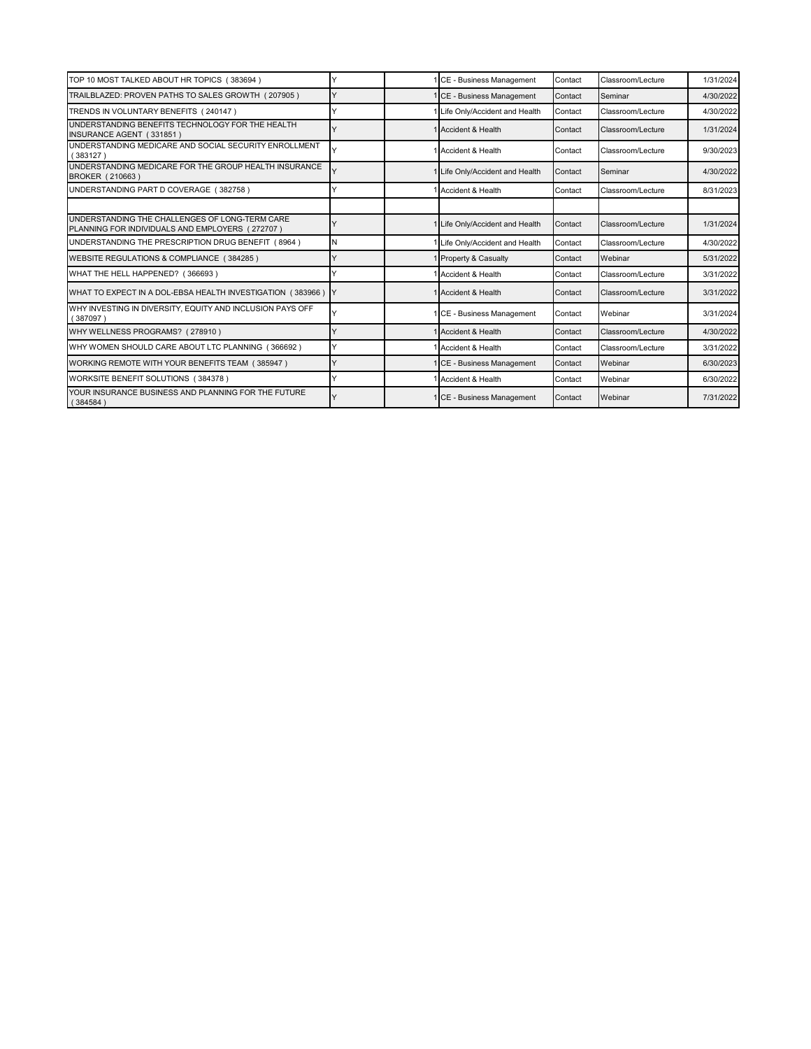| | | | | | | |
|---|---|---|---|---|---|---|
| TOP 10 MOST TALKED ABOUT HR TOPICS ( 383694 ) | Y | 1 | CE - Business Management | Contact | Classroom/Lecture | 1/31/2024 |
| TRAILBLAZED: PROVEN PATHS TO SALES GROWTH ( 207905 ) | Y | 1 | CE - Business Management | Contact | Seminar | 4/30/2022 |
| TRENDS IN VOLUNTARY BENEFITS ( 240147 ) | Y | 1 | Life Only/Accident and Health | Contact | Classroom/Lecture | 4/30/2022 |
| UNDERSTANDING BENEFITS TECHNOLOGY FOR THE HEALTH INSURANCE AGENT ( 331851 ) | Y | 1 | Accident & Health | Contact | Classroom/Lecture | 1/31/2024 |
| UNDERSTANDING MEDICARE AND SOCIAL SECURITY ENROLLMENT ( 383127 ) | Y | 1 | Accident & Health | Contact | Classroom/Lecture | 9/30/2023 |
| UNDERSTANDING MEDICARE FOR THE GROUP HEALTH INSURANCE BROKER ( 210663 ) | Y | 1 | Life Only/Accident and Health | Contact | Seminar | 4/30/2022 |
| UNDERSTANDING PART D COVERAGE ( 382758 ) | Y | 1 | Accident & Health | Contact | Classroom/Lecture | 8/31/2023 |
| | | | | | | |
| UNDERSTANDING THE CHALLENGES OF LONG-TERM CARE PLANNING FOR INDIVIDUALS AND EMPLOYERS ( 272707 ) | Y | 1 | Life Only/Accident and Health | Contact | Classroom/Lecture | 1/31/2024 |
| UNDERSTANDING THE PRESCRIPTION DRUG BENEFIT ( 8964 ) | N | 1 | Life Only/Accident and Health | Contact | Classroom/Lecture | 4/30/2022 |
| WEBSITE REGULATIONS & COMPLIANCE ( 384285 ) | Y | 1 | Property & Casualty | Contact | Webinar | 5/31/2022 |
| WHAT THE HELL HAPPENED? ( 366693 ) | Y | 1 | Accident & Health | Contact | Classroom/Lecture | 3/31/2022 |
| WHAT TO EXPECT IN A DOL-EBSA HEALTH INVESTIGATION ( 383966 ) | Y | 1 | Accident & Health | Contact | Classroom/Lecture | 3/31/2022 |
| WHY INVESTING IN DIVERSITY, EQUITY AND INCLUSION PAYS OFF ( 387097 ) | Y | 1 | CE - Business Management | Contact | Webinar | 3/31/2024 |
| WHY WELLNESS PROGRAMS? ( 278910 ) | Y | 1 | Accident & Health | Contact | Classroom/Lecture | 4/30/2022 |
| WHY WOMEN SHOULD CARE ABOUT LTC PLANNING ( 366692 ) | Y | 1 | Accident & Health | Contact | Classroom/Lecture | 3/31/2022 |
| WORKING REMOTE WITH YOUR BENEFITS TEAM ( 385947 ) | Y | 1 | CE - Business Management | Contact | Webinar | 6/30/2023 |
| WORKSITE BENEFIT SOLUTIONS ( 384378 ) | Y | 1 | Accident & Health | Contact | Webinar | 6/30/2022 |
| YOUR INSURANCE BUSINESS AND PLANNING FOR THE FUTURE ( 384584 ) | Y | 1 | CE - Business Management | Contact | Webinar | 7/31/2022 |